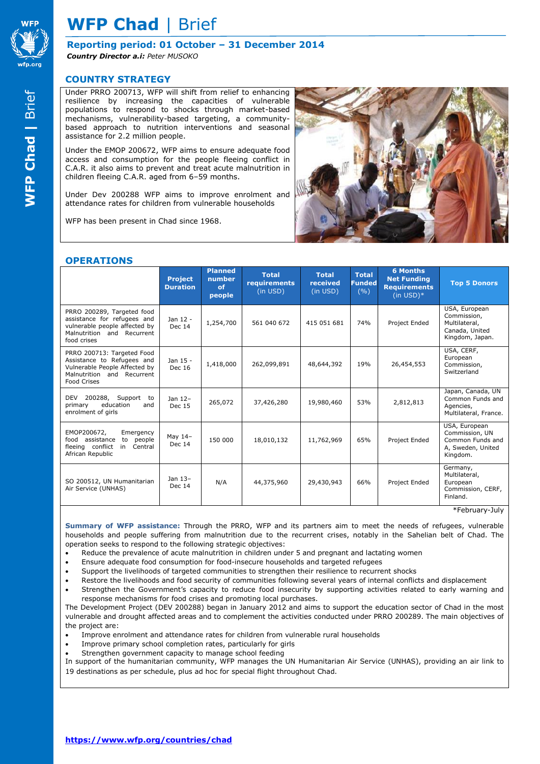# WFP Chad | Brief

## Reporting period: 01 October – 31 December 2014

***Country Director a.i:*** *Peter MUSOKO*

## COUNTRY STRATEGY

Under PRRO 200713, WFP will shift from relief to enhancing resilience by increasing the capacities of vulnerable populations to respond to shocks through market-based mechanisms, vulnerability-based targeting, a community-based approach to nutrition interventions and seasonal assistance for 2.2 million people.

Under the EMOP 200672, WFP aims to ensure adequate food access and consumption for the people fleeing conflict in C.A.R. it also aims to prevent and treat acute malnutrition in children fleeing C.A.R. aged from 6–59 months.

Under Dev 200288 WFP aims to improve enrolment and attendance rates for children from vulnerable households

WFP has been present in Chad since 1968.

## OPERATIONS

| | Project Duration | Planned number of people | Total requirements (in USD) | Total received (in USD) | Total Funded (%) | 6 Months Net Funding Requirements (in USD)* | Top 5 Donors |
|---|---|---|---|---|---|---|---|
| PRRO 200289, Targeted food assistance for refugees and vulnerable people affected by Malnutrition and Recurrent food crises | Jan 12 - Dec 14 | 1,254,700 | 561 040 672 | 415 051 681 | 74% | Project Ended | USA, European Commission, Multilateral, Canada, United Kingdom, Japan. |
| PRRO 200713: Targeted Food Assistance to Refugees and Vulnerable People Affected by Malnutrition and Recurrent Food Crises | Jan 15 - Dec 16 | 1,418,000 | 262,099,891 | 48,644,392 | 19% | 26,454,553 | USA, CERF, European Commission, Switzerland |
| DEV 200288, Support to primary education and enrolment of girls | Jan 12– Dec 15 | 265,072 | 37,426,280 | 19,980,460 | 53% | 2,812,813 | Japan, Canada, UN Common Funds and Agencies, Multilateral, France. |
| EMOP200672, Emergency food assistance to people fleeing conflict in Central African Republic | May 14– Dec 14 | 150 000 | 18,010,132 | 11,762,969 | 65% | Project Ended | USA, European Commission, UN Common Funds and A, Sweden, United Kingdom. |
| SO 200512, UN Humanitarian Air Service (UNHAS) | Jan 13– Dec 14 | N/A | 44,375,960 | 29,430,943 | 66% | Project Ended | Germany, Multilateral, European Commission, CERF, Finland. |

*February-July

**Summary of WFP assistance:** Through the PRRO, WFP and its partners aim to meet the needs of refugees, vulnerable households and people suffering from malnutrition due to the recurrent crises, notably in the Sahelian belt of Chad. The operation seeks to respond to the following strategic objectives:

- Reduce the prevalence of acute malnutrition in children under 5 and pregnant and lactating women
- Ensure adequate food consumption for food-insecure households and targeted refugees
- Support the livelihoods of targeted communities to strengthen their resilience to recurrent shocks
- Restore the livelihoods and food security of communities following several years of internal conflicts and displacement
- Strengthen the Government's capacity to reduce food insecurity by supporting activities related to early warning and response mechanisms for food crises and promoting local purchases.

The Development Project (DEV 200288) began in January 2012 and aims to support the education sector of Chad in the most vulnerable and drought affected areas and to complement the activities conducted under PRRO 200289. The main objectives of the project are:

- Improve enrolment and attendance rates for children from vulnerable rural households
- Improve primary school completion rates, particularly for girls
- Strengthen government capacity to manage school feeding

In support of the humanitarian community, WFP manages the UN Humanitarian Air Service (UNHAS), providing an air link to 19 destinations as per schedule, plus ad hoc for special flight throughout Chad.

https://www.wfp.org/countries/chad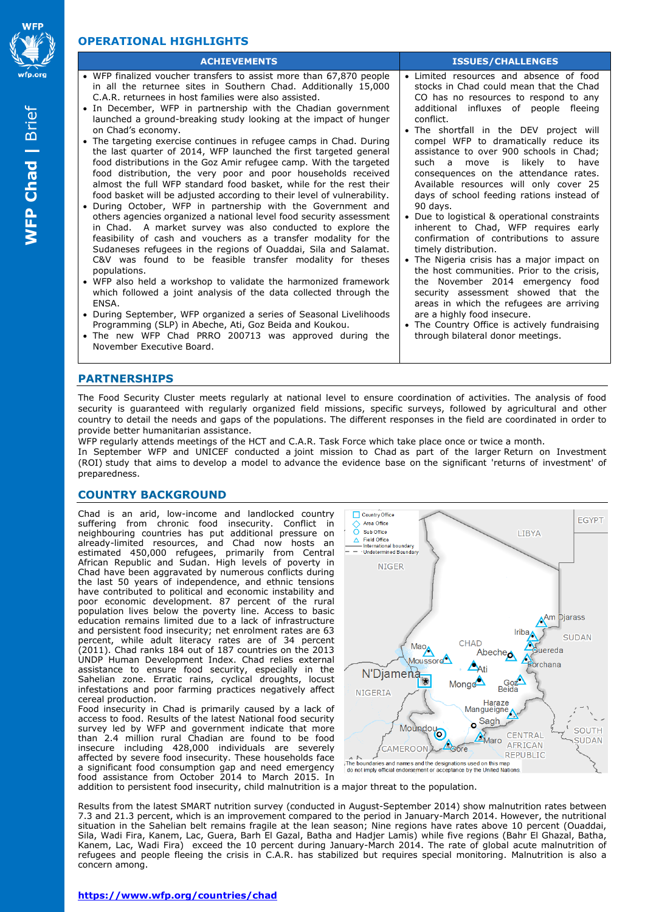## OPERATIONAL HIGHLIGHTS

| ACHIEVEMENTS | ISSUES/CHALLENGES |
|---|---|
| • WFP finalized voucher transfers to assist more than 67,870 people in all the returnee sites in Southern Chad. Additionally 15,000 C.A.R. returnees in host families were also assisted.<br>• In December, WFP in partnership with the Chadian government launched a ground-breaking study looking at the impact of hunger on Chad's economy.<br>• The targeting exercise continues in refugee camps in Chad. During the last quarter of 2014, WFP launched the first targeted general food distributions in the Goz Amir refugee camp. With the targeted food distribution, the very poor and poor households received almost the full WFP standard food basket, while for the rest their food basket will be adjusted according to their level of vulnerability.<br>• During October, WFP in partnership with the Government and others agencies organized a national level food security assessment in Chad. A market survey was also conducted to explore the feasibility of cash and vouchers as a transfer modality for the Sudaneses refugees in the regions of Ouaddai, Sila and Salamat. C&V was found to be feasible transfer modality for theses populations.<br>• WFP also held a workshop to validate the harmonized framework which followed a joint analysis of the data collected through the ENSA.<br>• During September, WFP organized a series of Seasonal Livelihoods Programming (SLP) in Abeche, Ati, Goz Beida and Koukou.<br>• The new WFP Chad PRRO 200713 was approved during the November Executive Board. | • Limited resources and absence of food stocks in Chad could mean that the Chad CO has no resources to respond to any additional influxes of people fleeing conflict.<br>• The shortfall in the DEV project will compel WFP to dramatically reduce its assistance to over 900 schools in Chad; such a move is likely to have consequences on the attendance rates. Available resources will only cover 25 days of school feeding rations instead of 90 days.<br>• Due to logistical & operational constraints inherent to Chad, WFP requires early confirmation of contributions to assure timely distribution.<br>• The Nigeria crisis has a major impact on the host communities. Prior to the crisis, the November 2014 emergency food security assessment showed that the areas in which the refugees are arriving are a highly food insecure.<br>• The Country Office is actively fundraising through bilateral donor meetings. |

## PARTNERSHIPS

The Food Security Cluster meets regularly at national level to ensure coordination of activities. The analysis of food security is guaranteed with regularly organized field missions, specific surveys, followed by agricultural and other country to detail the needs and gaps of the populations. The different responses in the field are coordinated in order to provide better humanitarian assistance.

WFP regularly attends meetings of the HCT and C.A.R. Task Force which take place once or twice a month.

In September WFP and UNICEF conducted a joint mission to Chad as part of the larger Return on Investment (ROI) study that aims to develop a model to advance the evidence base on the significant 'returns of investment' of preparedness.

## COUNTRY BACKGROUND

Chad is an arid, low-income and landlocked country suffering from chronic food insecurity. Conflict in neighbouring countries has put additional pressure on already-limited resources, and Chad now hosts an estimated 450,000 refugees, primarily from Central African Republic and Sudan. High levels of poverty in Chad have been aggravated by numerous conflicts during the last 50 years of independence, and ethnic tensions have contributed to political and economic instability and poor economic development. 87 percent of the rural population lives below the poverty line. Access to basic education remains limited due to a lack of infrastructure and persistent food insecurity; net enrolment rates are 63 percent, while adult literacy rates are of 34 percent (2011). Chad ranks 184 out of 187 countries on the 2013 UNDP Human Development Index. Chad relies external assistance to ensure food security, especially in the Sahelian zone. Erratic rains, cyclical droughts, locust infestations and poor farming practices negatively affect cereal production.

Food insecurity in Chad is primarily caused by a lack of access to food. Results of the latest National food security survey led by WFP and government indicate that more than 2.4 million rural Chadian are found to be food insecure including 428,000 individuals are severely affected by severe food insecurity. These households face a significant food consumption gap and need emergency food assistance from October 2014 to March 2015. In addition to persistent food insecurity, child malnutrition is a major threat to the population.

Country Office
Area Office
Sub Office
Field Office
International boundary
Undetermined Boundary
EGYPT
LIBYA
NIGER
CHAD
SUDAN
NIGERIA
CAMEROON
CENTRAL AFRICAN REPUBLIC
SOUTH SUDAN
Am Djarass
Iriba
Guereda
Farchana
Abeche
Mao
Moussoro
Ati
N'Djamena
Mongo
Goz Beida
Haraze Mangueigne
Sagh
Moundou
Maro
Gore
The boundaries and names and the designations used on this map do not imply official endorsement or acceptance by the United Nations.

Results from the latest SMART nutrition survey (conducted in August-September 2014) show malnutrition rates between 7.3 and 21.3 percent, which is an improvement compared to the period in January-March 2014. However, the nutritional situation in the Sahelian belt remains fragile at the lean season; Nine regions have rates above 10 percent (Ouaddai, Sila, Wadi Fira, Kanem, Lac, Guera, Barh El Gazal, Batha and Hadjer Lamis) while five regions (Bahr El Ghazal, Batha, Kanem, Lac, Wadi Fira) exceed the 10 percent during January-March 2014. The rate of global acute malnutrition of refugees and people fleeing the crisis in C.A.R. has stabilized but requires special monitoring. Malnutrition is also a concern among.

https://www.wfp.org/countries/chad